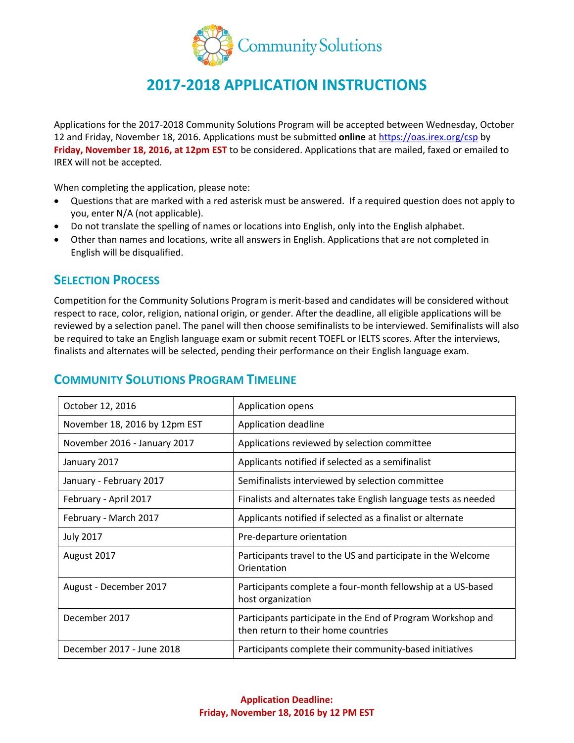Community Solutions

# 2017-2018 APPLICATION INSTRUCTIONS

Applications for the 2017-2018 Community Solutions Program will be accepted between Wednesday, October 12 and Friday, November 18, 2016. Applications must be submitted **online** at https://oas.irex.org/csp by **Friday, November 18, 2016, at 12pm EST** to be considered. Applications that are mailed, faxed or emailed to IREX will not be accepted.

When completing the application, please note:

- Questions that are marked with a red asterisk must be answered. If a required question does not apply to you, enter N/A (not applicable).
- Do not translate the spelling of names or locations into English, only into the English alphabet.
- Other than names and locations, write all answers in English. Applications that are not completed in English will be disqualified.

## Selection Process

Competition for the Community Solutions Program is merit-based and candidates will be considered without respect to race, color, religion, national origin, or gender. After the deadline, all eligible applications will be reviewed by a selection panel. The panel will then choose semifinalists to be interviewed. Semifinalists will also be required to take an English language exam or submit recent TOEFL or IELTS scores. After the interviews, finalists and alternates will be selected, pending their performance on their English language exam.

## Community Solutions Program Timeline

| Date | Event |
|---|---|
| October 12, 2016 | Application opens |
| November 18, 2016 by 12pm EST | Application deadline |
| November 2016 - January 2017 | Applications reviewed by selection committee |
| January 2017 | Applicants notified if selected as a semifinalist |
| January - February 2017 | Semifinalists interviewed by selection committee |
| February - April 2017 | Finalists and alternates take English language tests as needed |
| February - March 2017 | Applicants notified if selected as a finalist or alternate |
| July 2017 | Pre-departure orientation |
| August 2017 | Participants travel to the US and participate in the Welcome Orientation |
| August - December 2017 | Participants complete a four-month fellowship at a US-based host organization |
| December 2017 | Participants participate in the End of Program Workshop and then return to their home countries |
| December 2017 - June 2018 | Participants complete their community-based initiatives |

**Application Deadline:**
**Friday, November 18, 2016 by 12 PM EST**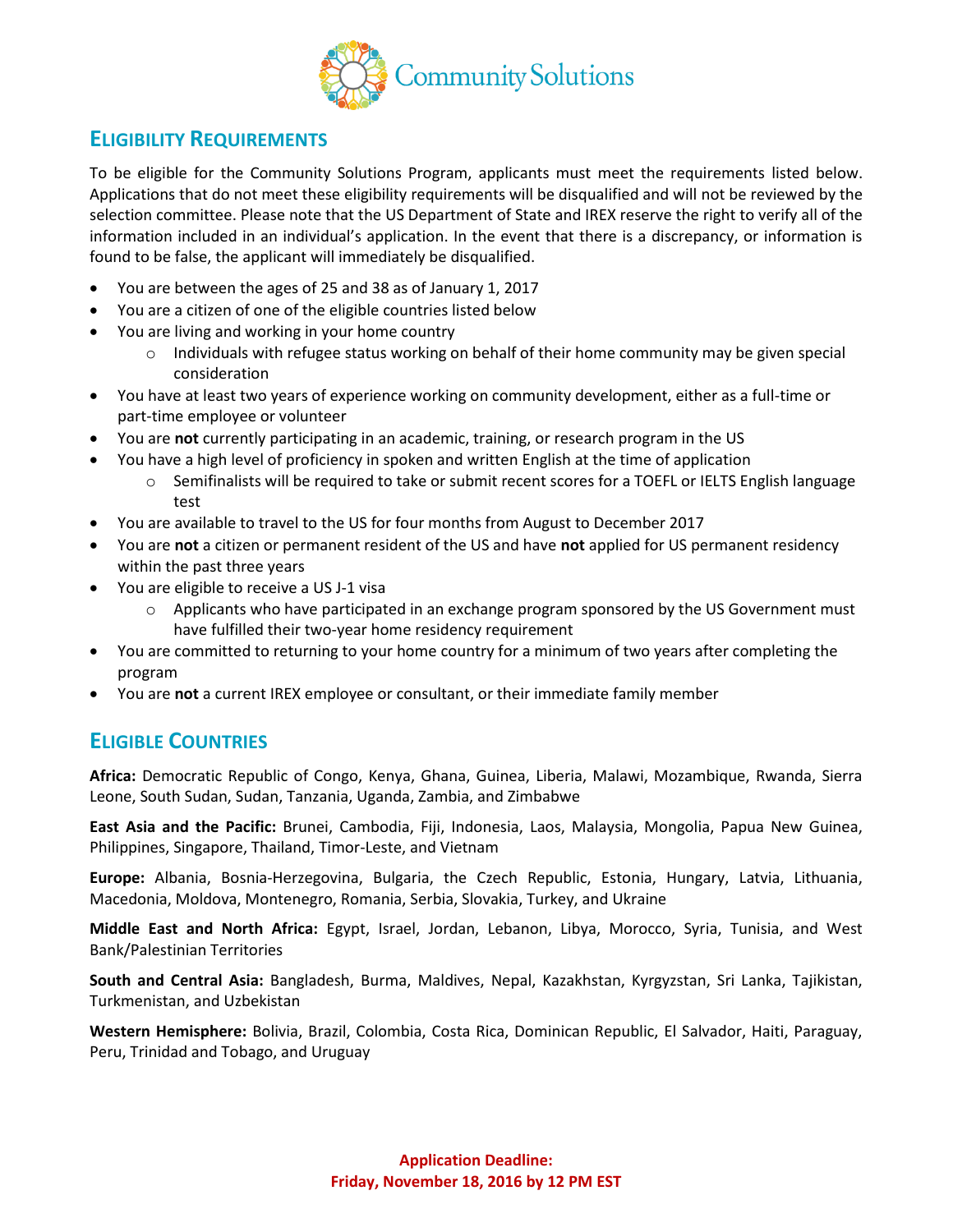## Eligibility Requirements

To be eligible for the Community Solutions Program, applicants must meet the requirements listed below. Applications that do not meet these eligibility requirements will be disqualified and will not be reviewed by the selection committee. Please note that the US Department of State and IREX reserve the right to verify all of the information included in an individual's application. In the event that there is a discrepancy, or information is found to be false, the applicant will immediately be disqualified.

- You are between the ages of 25 and 38 as of January 1, 2017
- You are a citizen of one of the eligible countries listed below
- You are living and working in your home country
  - Individuals with refugee status working on behalf of their home community may be given special consideration
- You have at least two years of experience working on community development, either as a full-time or part-time employee or volunteer
- You are **not** currently participating in an academic, training, or research program in the US
- You have a high level of proficiency in spoken and written English at the time of application
  - Semifinalists will be required to take or submit recent scores for a TOEFL or IELTS English language test
- You are available to travel to the US for four months from August to December 2017
- You are **not** a citizen or permanent resident of the US and have **not** applied for US permanent residency within the past three years
- You are eligible to receive a US J-1 visa
  - Applicants who have participated in an exchange program sponsored by the US Government must have fulfilled their two-year home residency requirement
- You are committed to returning to your home country for a minimum of two years after completing the program
- You are **not** a current IREX employee or consultant, or their immediate family member

## Eligible Countries

**Africa:** Democratic Republic of Congo, Kenya, Ghana, Guinea, Liberia, Malawi, Mozambique, Rwanda, Sierra Leone, South Sudan, Sudan, Tanzania, Uganda, Zambia, and Zimbabwe

**East Asia and the Pacific:** Brunei, Cambodia, Fiji, Indonesia, Laos, Malaysia, Mongolia, Papua New Guinea, Philippines, Singapore, Thailand, Timor-Leste, and Vietnam

**Europe:** Albania, Bosnia-Herzegovina, Bulgaria, the Czech Republic, Estonia, Hungary, Latvia, Lithuania, Macedonia, Moldova, Montenegro, Romania, Serbia, Slovakia, Turkey, and Ukraine

**Middle East and North Africa:** Egypt, Israel, Jordan, Lebanon, Libya, Morocco, Syria, Tunisia, and West Bank/Palestinian Territories

**South and Central Asia:** Bangladesh, Burma, Maldives, Nepal, Kazakhstan, Kyrgyzstan, Sri Lanka, Tajikistan, Turkmenistan, and Uzbekistan

**Western Hemisphere:** Bolivia, Brazil, Colombia, Costa Rica, Dominican Republic, El Salvador, Haiti, Paraguay, Peru, Trinidad and Tobago, and Uruguay

**Application Deadline:**
**Friday, November 18, 2016 by 12 PM EST**